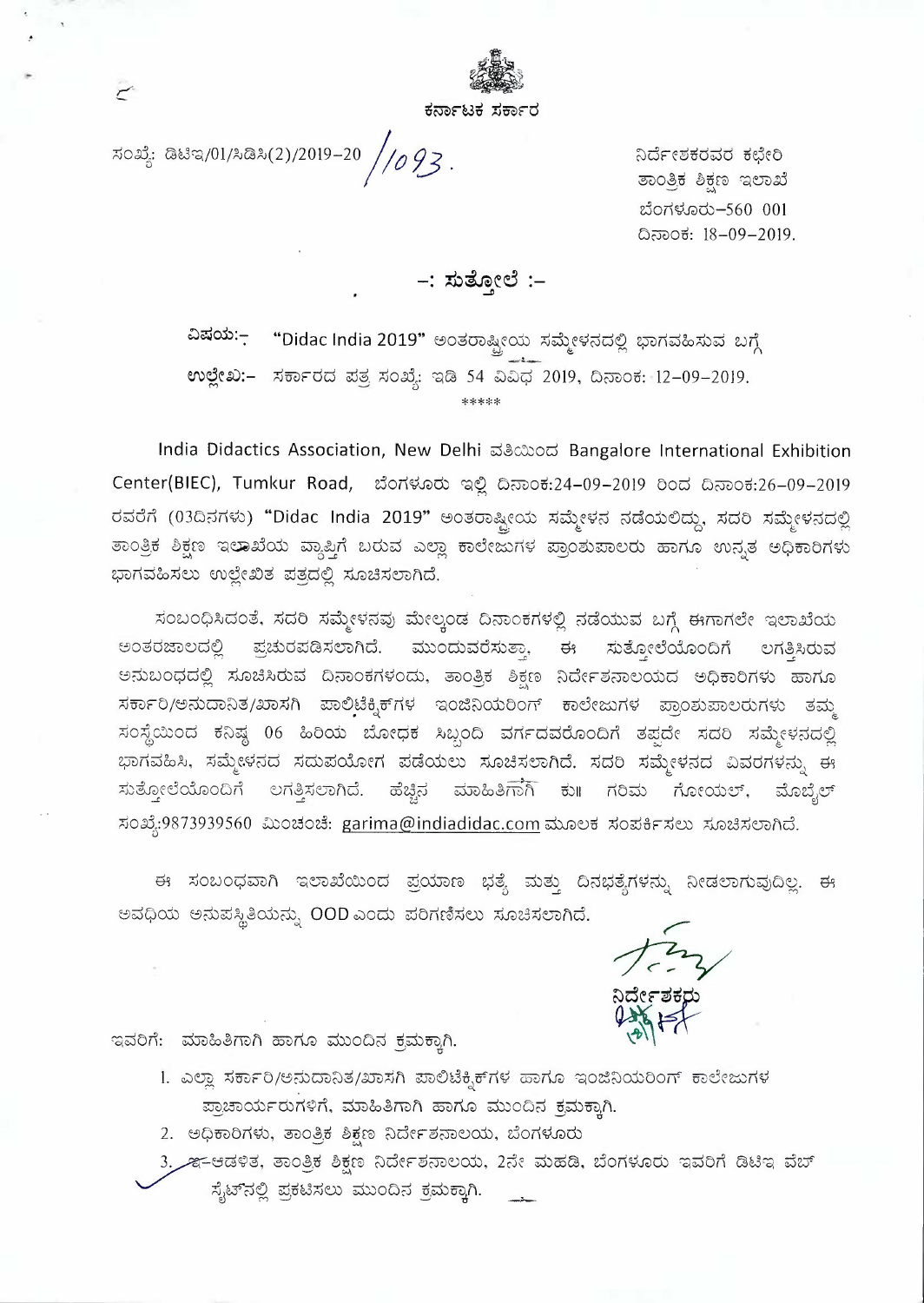ಕರ್ನಾಟಕ ಸರ್ಕಾರ

ಸಂಖ್ಯೆ: ಡಿಟಿಇ/01/ಸಿಡಿಸಿ(2)/2019-20 /1093.

ನಿರ್ದೇಶಕರವರ ಕಛೇರಿ
ತಾಂತ್ರಿಕ ಶಿಕ್ಷಣ ಇಲಾಖೆ
ಬೆಂಗಳೂರು-560 001
ದಿನಾಂಕ: 18-09-2019.

## -: ಸುತ್ತೋಲೆ :-

**ವಿಷಯ:-** "Didac India 2019" ಅಂತರಾಷ್ಟ್ರೀಯ ಸಮ್ಮೇಳನದಲ್ಲಿ ಭಾಗವಹಿಸುವ ಬಗ್ಗೆ

**ಉಲ್ಲೇಖ:-** ಸರ್ಕಾರದ ಪತ್ರ ಸಂಖ್ಯೆ: ಇಡಿ 54 ವಿವಿಧ 2019, ದಿನಾಂಕ: 12-09-2019.

\*\*\*\*\*

India Didactics Association, New Delhi ವತಿಯಿಂದ Bangalore International Exhibition Center(BIEC), Tumkur Road, ಬೆಂಗಳೂರು ಇಲ್ಲಿ ದಿನಾಂಕ:24-09-2019 ರಿಂದ ದಿನಾಂಕ:26-09-2019 ರವರೆಗೆ (03ದಿನಗಳು) "Didac India 2019" ಅಂತರಾಷ್ಟ್ರೀಯ ಸಮ್ಮೇಳನ ನಡೆಯಲಿದ್ದು, ಸದರಿ ಸಮ್ಮೇಳನದಲ್ಲಿ ತಾಂತ್ರಿಕ ಶಿಕ್ಷಣ ಇಲಾಖೆಯ ವ್ಯಾಪ್ತಿಗೆ ಬರುವ ಎಲ್ಲಾ ಕಾಲೇಜುಗಳ ಪ್ರಾಂಶುಪಾಲರು ಹಾಗೂ ಉನ್ನತ ಅಧಿಕಾರಿಗಳು ಭಾಗವಹಿಸಲು ಉಲ್ಲೇಖಿತ ಪತ್ರದಲ್ಲಿ ಸೂಚಿಸಲಾಗಿದೆ.

ಸಂಬಂಧಿಸಿದಂತೆ, ಸದರಿ ಸಮ್ಮೇಳನವು ಮೇಲ್ಕಂಡ ದಿನಾಂಕಗಳಲ್ಲಿ ನಡೆಯುವ ಬಗ್ಗೆ ಈಗಾಗಲೇ ಇಲಾಖೆಯ ಅಂತರಜಾಲದಲ್ಲಿ ಪ್ರಚುರಪಡಿಸಲಾಗಿದೆ. ಮುಂದುವರೆಸುತ್ತಾ, ಈ ಸುತ್ತೋಲೆಯೊಂದಿಗೆ ಲಗತ್ತಿಸಿರುವ ಅನುಬಂಧದಲ್ಲಿ ಸೂಚಿಸಿರುವ ದಿನಾಂಕಗಳಂದು, ತಾಂತ್ರಿಕ ಶಿಕ್ಷಣ ನಿರ್ದೇಶನಾಲಯದ ಅಧಿಕಾರಿಗಳು ಹಾಗೂ ಸರ್ಕಾರಿ/ಅನುದಾನಿತ/ಖಾಸಗಿ ಪಾಲಿಟೆಕ್ನಿಕ್‌ಗಳ ಇಂಜಿನಿಯರಿಂಗ್ ಕಾಲೇಜುಗಳ ಪ್ರಾಂಶುಪಾಲರುಗಳು ತಮ್ಮ ಸಂಸ್ಥೆಯಿಂದ ಕನಿಷ್ಠ 06 ಹಿರಿಯ ಬೋಧಕ ಸಿಬ್ಬಂದಿ ವರ್ಗದವರೊಂದಿಗೆ ತಪ್ಪದೇ ಸದರಿ ಸಮ್ಮೇಳನದಲ್ಲಿ ಭಾಗವಹಿಸಿ, ಸಮ್ಮೇಳನದ ಸದುಪಯೋಗ ಪಡೆಯಲು ಸೂಚಿಸಲಾಗಿದೆ. ಸದರಿ ಸಮ್ಮೇಳನದ ವಿವರಗಳನ್ನು ಈ ಸುತ್ತೋಲೆಯೊಂದಿಗೆ ಲಗತ್ತಿಸಲಾಗಿದೆ. ಹೆಚ್ಚಿನ ಮಾಹಿತಿಗಾಗಿ ಕು॥ ಗರಿಮ ಗೋಯಲ್, ಮೊಬೈಲ್ ಸಂಖ್ಯೆ:9873939560 ಮಿಂಚಂಚೆ: garima@indiadidac.com ಮೂಲಕ ಸಂಪರ್ಕಿಸಲು ಸೂಚಿಸಲಾಗಿದೆ.

ಈ ಸಂಬಂಧವಾಗಿ ಇಲಾಖೆಯಿಂದ ಪ್ರಯಾಣ ಭತ್ಯೆ ಮತ್ತು ದಿನಭತ್ಯೆಗಳನ್ನು ನೀಡಲಾಗುವುದಿಲ್ಲ. ಈ ಅವಧಿಯ ಅನುಪಸ್ಥಿತಿಯನ್ನು OOD ಎಂದು ಪರಿಗಣಿಸಲು ಸೂಚಿಸಲಾಗಿದೆ.

ನಿರ್ದೇಶಕರು

ಇವರಿಗೆ: ಮಾಹಿತಿಗಾಗಿ ಹಾಗೂ ಮುಂದಿನ ಕ್ರಮಕ್ಕಾಗಿ.

1. ಎಲ್ಲಾ ಸರ್ಕಾರಿ/ಅನುದಾನಿತ/ಖಾಸಗಿ ಪಾಲಿಟೆಕ್ನಿಕ್‌ಗಳ ಹಾಗೂ ಇಂಜಿನಿಯರಿಂಗ್ ಕಾಲೇಜುಗಳ ಪ್ರಾಚಾರ್ಯರುಗಳಿಗೆ, ಮಾಹಿತಿಗಾಗಿ ಹಾಗೂ ಮುಂದಿನ ಕ್ರಮಕ್ಕಾಗಿ.
2. ಅಧಿಕಾರಿಗಳು, ತಾಂತ್ರಿಕ ಶಿಕ್ಷಣ ನಿರ್ದೇಶನಾಲಯ, ಬೆಂಗಳೂರು
3. ಇ-ಆಡಳಿತ, ತಾಂತ್ರಿಕ ಶಿಕ್ಷಣ ನಿರ್ದೇಶನಾಲಯ, 2ನೇ ಮಹಡಿ, ಬೆಂಗಳೂರು ಇವರಿಗೆ ಡಿಟಿಇ ವೆಬ್ ಸೈಟ್‌ನಲ್ಲಿ ಪ್ರಕಟಿಸಲು ಮುಂದಿನ ಕ್ರಮಕ್ಕಾಗಿ.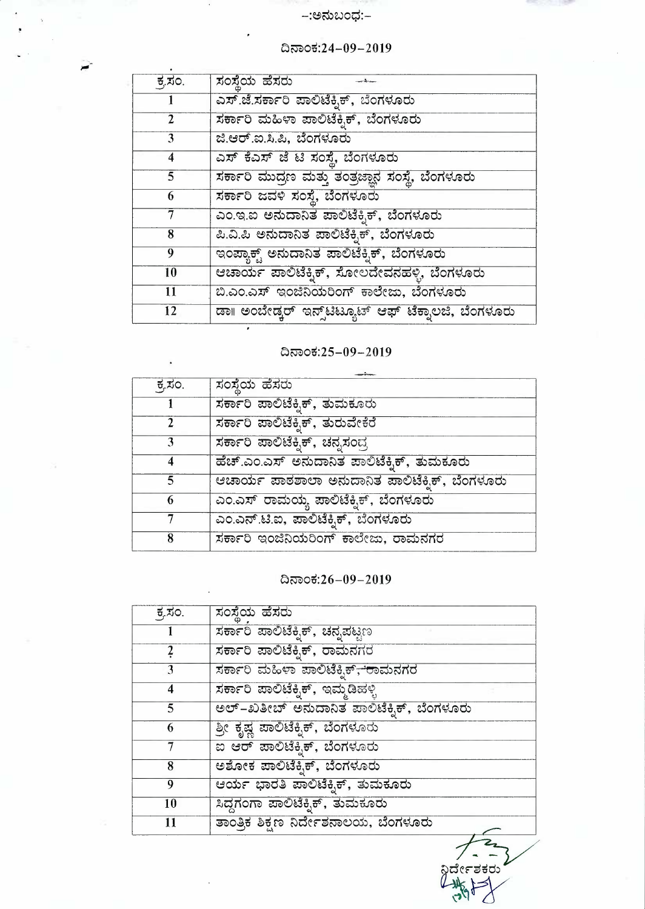-:ಅನುಬಂಧ:-

## ದಿನಾಂಕ:24-09-2019

| ಕ್ರ.ಸಂ. | ಸಂಸ್ಥೆಯ ಹೆಸರು |
|---|---|
| 1 | ಎಸ್.ಜೆ.ಸರ್ಕಾರಿ ಪಾಲಿಟೆಕ್ನಿಕ್, ಬೆಂಗಳೂರು |
| 2 | ಸರ್ಕಾರಿ ಮಹಿಳಾ ಪಾಲಿಟೆಕ್ನಿಕ್, ಬೆಂಗಳೂರು |
| 3 | ಜಿ.ಆರ್.ಐ.ಸಿ.ಪಿ, ಬೆಂಗಳೂರು |
| 4 | ಎಸ್ ಕೆಎಸ್ ಜೆ ಟಿ ಸಂಸ್ಥೆ, ಬೆಂಗಳೂರು |
| 5 | ಸರ್ಕಾರಿ ಮುದ್ರಣ ಮತ್ತು ತಂತ್ರಜ್ಞಾನ ಸಂಸ್ಥೆ, ಬೆಂಗಳೂರು |
| 6 | ಸರ್ಕಾರಿ ಜವಳಿ ಸಂಸ್ಥೆ, ಬೆಂಗಳೂರು |
| 7 | ಎಂ.ಇ.ಐ ಅನುದಾನಿತ ಪಾಲಿಟೆಕ್ನಿಕ್, ಬೆಂಗಳೂರು |
| 8 | ಪಿ.ವಿ.ಪಿ ಅನುದಾನಿತ ಪಾಲಿಟೆಕ್ನಿಕ್, ಬೆಂಗಳೂರು |
| 9 | ಇಂಪ್ಯಾಕ್ಟ್ ಅನುದಾನಿತ ಪಾಲಿಟೆಕ್ನಿಕ್, ಬೆಂಗಳೂರು |
| 10 | ಆಚಾರ್ಯ ಪಾಲಿಟೆಕ್ನಿಕ್, ಸೋಲದೇವನಹಳ್ಳಿ, ಬೆಂಗಳೂರು |
| 11 | ಬಿ.ಎಂ.ಎಸ್ ಇಂಜಿನಿಯರಿಂಗ್ ಕಾಲೇಜು, ಬೆಂಗಳೂರು |
| 12 | ಡಾ॥ ಅಂಬೇಡ್ಕರ್ ಇನ್‌ಸ್ಟಿಟ್ಯೂಟ್ ಆಫ್ ಟೆಕ್ನಾಲಜಿ, ಬೆಂಗಳೂರು |

## ದಿನಾಂಕ:25-09-2019

| ಕ್ರ.ಸಂ. | ಸಂಸ್ಥೆಯ ಹೆಸರು |
|---|---|
| 1 | ಸರ್ಕಾರಿ ಪಾಲಿಟೆಕ್ನಿಕ್, ತುಮಕೂರು |
| 2 | ಸರ್ಕಾರಿ ಪಾಲಿಟೆಕ್ನಿಕ್, ತುರುವೇಕೆರೆ |
| 3 | ಸರ್ಕಾರಿ ಪಾಲಿಟೆಕ್ನಿಕ್, ಚನ್ನಸಂಧ್ರ |
| 4 | ಹೆಚ್.ಎಂ.ಎಸ್ ಅನುದಾನಿತ ಪಾಲಿಟೆಕ್ನಿಕ್, ತುಮಕೂರು |
| 5 | ಆಚಾರ್ಯ ಪಾಠಶಾಲಾ ಅನುದಾನಿತ ಪಾಲಿಟೆಕ್ನಿಕ್, ಬೆಂಗಳೂರು |
| 6 | ಎಂ.ಎಸ್ ರಾಮಯ್ಯ ಪಾಲಿಟೆಕ್ನಿಕ್, ಬೆಂಗಳೂರು |
| 7 | ಎಂ.ಎನ್.ಟಿ.ಐ, ಪಾಲಿಟೆಕ್ನಿಕ್, ಬೆಂಗಳೂರು |
| 8 | ಸರ್ಕಾರಿ ಇಂಜಿನಿಯರಿಂಗ್ ಕಾಲೇಜು, ರಾಮನಗರ |

## ದಿನಾಂಕ:26-09-2019

| ಕ್ರ.ಸಂ. | ಸಂಸ್ಥೆಯ ಹೆಸರು |
|---|---|
| 1 | ಸರ್ಕಾರಿ ಪಾಲಿಟೆಕ್ನಿಕ್, ಚನ್ನಪಟ್ಟಣ |
| 2 | ಸರ್ಕಾರಿ ಪಾಲಿಟೆಕ್ನಿಕ್, ರಾಮನಗರ |
| 3 | ಸರ್ಕಾರಿ ಮಹಿಳಾ ಪಾಲಿಟೆಕ್ನಿಕ್, ರಾಮನಗರ |
| 4 | ಸರ್ಕಾರಿ ಪಾಲಿಟೆಕ್ನಿಕ್, ಇಮ್ಮಡಿಹಳ್ಳಿ |
| 5 | ಅಲ್-ಖತೀಬ್ ಅನುದಾನಿತ ಪಾಲಿಟೆಕ್ನಿಕ್, ಬೆಂಗಳೂರು |
| 6 | ಶ್ರೀ ಕೃಷ್ಣ ಪಾಲಿಟೆಕ್ನಿಕ್, ಬೆಂಗಳೂರು |
| 7 | ಐ ಆರ್ ಪಾಲಿಟೆಕ್ನಿಕ್, ಬೆಂಗಳೂರು |
| 8 | ಅಶೋಕ ಪಾಲಿಟೆಕ್ನಿಕ್, ಬೆಂಗಳೂರು |
| 9 | ಆರ್ಯ ಭಾರತಿ ಪಾಲಿಟೆಕ್ನಿಕ್, ತುಮಕೂರು |
| 10 | ಸಿದ್ದಗಂಗಾ ಪಾಲಿಟೆಕ್ನಿಕ್, ತುಮಕೂರು |
| 11 | ತಾಂತ್ರಿಕ ಶಿಕ್ಷಣ ನಿರ್ದೇಶನಾಲಯ, ಬೆಂಗಳೂರು |

ನಿರ್ದೇಶಕರು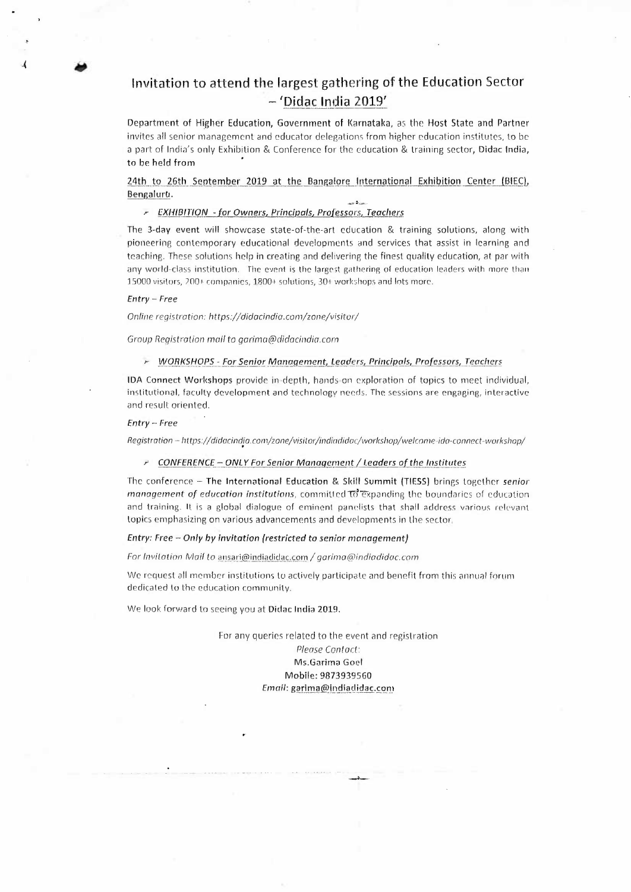# Invitation to attend the largest gathering of the Education Sector – 'Didac India 2019'

Department of Higher Education, Government of Karnataka, as the Host State and Partner invites all senior management and educator delegations from higher education institutes, to be a part of India's only Exhibition & Conference for the education & training sector, Didac India, to be held from

24th to 26th September 2019 at the Bangalore International Exhibition Center (BIEC), Bengaluru.

- *EXHIBITION - for Owners, Principals, Professors, Teachers*

The 3-day event will showcase state-of-the-art education & training solutions, along with pioneering contemporary educational developments and services that assist in learning and teaching. These solutions help in creating and delivering the finest quality education, at par with any world-class institution. The event is the largest gathering of education leaders with more than 15000 visitors, 200+ companies, 1800+ solutions, 30+ workshops and lots more.

*Entry – Free*

*Online registration: https://didacindia.com/zone/visitor/*

*Group Registration mail to garima@didacindia.com*

- *WORKSHOPS - For Senior Management, Leaders, Principals, Professors, Teachers*

IDA Connect Workshops provide in-depth, hands-on exploration of topics to meet individual, institutional, faculty development and technology needs. The sessions are engaging, interactive and result oriented.

*Entry – Free*

*Registration – https://didacindia.com/zone/visitor/indiadidac/workshop/welcome-ida-connect-workshop/*

- *CONFERENCE – ONLY For Senior Management / Leaders of the Institutes*

The conference – The International Education & Skill Summit (TIESS) brings together *senior management of education institutions*, committed to expanding the boundaries of education and training. It is a global dialogue of eminent panelists that shall address various relevant topics emphasizing on various advancements and developments in the sector.

***Entry: Free – Only by invitation (restricted to senior management)***

*For Invitation Mail to ansari@indiadidac.com / garima@indiadidac.com*

We request all member institutions to actively participate and benefit from this annual forum dedicated to the education community.

We look forward to seeing you at Didac India 2019.

For any queries related to the event and registration
*Please Contact:*
Ms.Garima Goel
Mobile: 9873939560
*Email:* garima@indiadidac.com